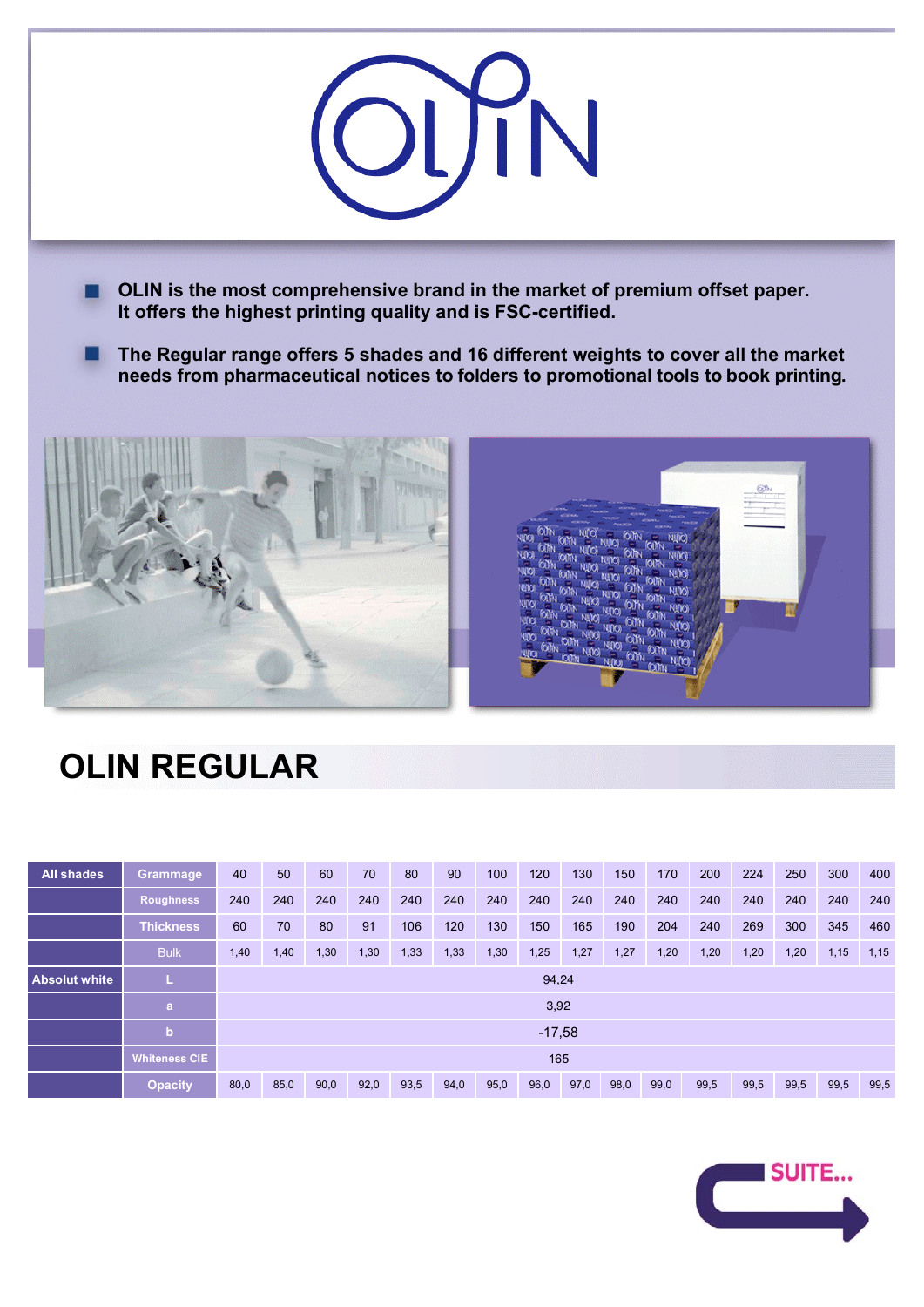# OLIN

- **OLIN is the most comprehensive brand in the market of premium offset paper. It offers the highest printing quality and is FSC-certified.**
- **The Regular range offers 5 shades and 16 different weights to cover all the market needs from pharmaceutical notices to folders to promotional tools to book printing.**

## OLIN REGULAR

| All shades | Grammage | 40 | 50 | 60 | 70 | 80 | 90 | 100 | 120 | 130 | 150 | 170 | 200 | 224 | 250 | 300 | 400 |
|---|---|---|---|---|---|---|---|---|---|---|---|---|---|---|---|---|---|
| | Roughness | 240 | 240 | 240 | 240 | 240 | 240 | 240 | 240 | 240 | 240 | 240 | 240 | 240 | 240 | 240 | 240 |
| | Thickness | 60 | 70 | 80 | 91 | 106 | 120 | 130 | 150 | 165 | 190 | 204 | 240 | 269 | 300 | 345 | 460 |
| | Bulk | 1,40 | 1,40 | 1,30 | 1,30 | 1,33 | 1,33 | 1,30 | 1,25 | 1,27 | 1,27 | 1,20 | 1,20 | 1,20 | 1,20 | 1,15 | 1,15 |
| Absolut white | L | 94,24 | | | | | | | | | | | | | | | |
| | a | 3,92 | | | | | | | | | | | | | | | |
| | b | -17,58 | | | | | | | | | | | | | | | |
| | Whiteness CIE | 165 | | | | | | | | | | | | | | | |
| | Opacity | 80,0 | 85,0 | 90,0 | 92,0 | 93,5 | 94,0 | 95,0 | 96,0 | 97,0 | 98,0 | 99,0 | 99,5 | 99,5 | 99,5 | 99,5 | 99,5 |

SUITE...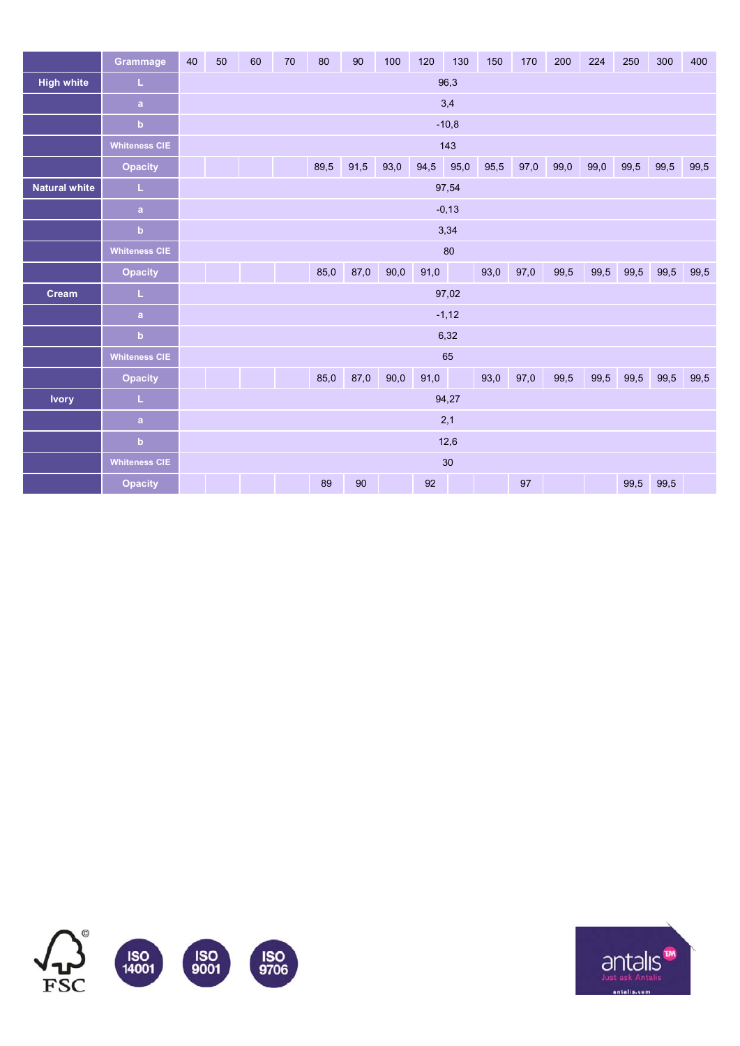| | Grammage | 40 | 50 | 60 | 70 | 80 | 90 | 100 | 120 | 130 | 150 | 170 | 200 | 224 | 250 | 300 | 400 |
|---|---|---|---|---|---|---|---|---|---|---|---|---|---|---|---|---|---|
| High white | L | 96,3 | | | | | | | | | | | | | | | |
| | a | 3,4 | | | | | | | | | | | | | | | |
| | b | -10,8 | | | | | | | | | | | | | | | |
| | Whiteness CIE | 143 | | | | | | | | | | | | | | | |
| | Opacity | | | | | 89,5 | 91,5 | 93,0 | 94,5 | 95,0 | 95,5 | 97,0 | 99,0 | 99,0 | 99,5 | 99,5 | 99,5 |
| Natural white | L | 97,54 | | | | | | | | | | | | | | | |
| | a | -0,13 | | | | | | | | | | | | | | | |
| | b | 3,34 | | | | | | | | | | | | | | | |
| | Whiteness CIE | 80 | | | | | | | | | | | | | | | |
| | Opacity | | | | | 85,0 | 87,0 | 90,0 | 91,0 | | 93,0 | 97,0 | 99,5 | 99,5 | 99,5 | 99,5 | 99,5 |
| Cream | L | 97,02 | | | | | | | | | | | | | | | |
| | a | -1,12 | | | | | | | | | | | | | | | |
| | b | 6,32 | | | | | | | | | | | | | | | |
| | Whiteness CIE | 65 | | | | | | | | | | | | | | | |
| | Opacity | | | | | 85,0 | 87,0 | 90,0 | 91,0 | | 93,0 | 97,0 | 99,5 | 99,5 | 99,5 | 99,5 | 99,5 |
| Ivory | L | 94,27 | | | | | | | | | | | | | | | |
| | a | 2,1 | | | | | | | | | | | | | | | |
| | b | 12,6 | | | | | | | | | | | | | | | |
| | Whiteness CIE | 30 | | | | | | | | | | | | | | | |
| | Opacity | | | | | 89 | 90 | | 92 | | | 97 | | | 99,5 | 99,5 | |

FSC ISO 14001 ISO 9001 ISO 9706

antalis Just ask Antalis antalis.com